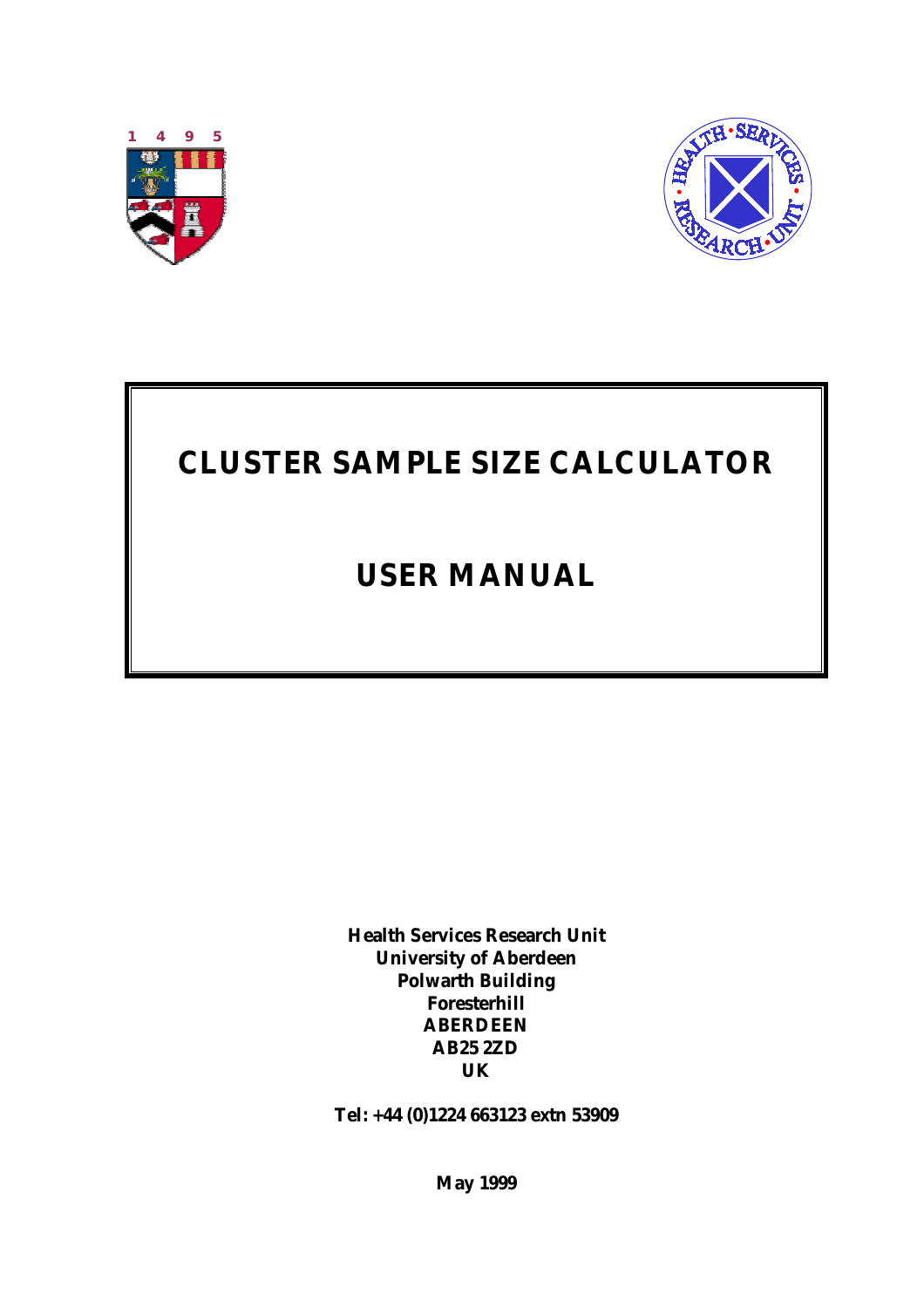1 4 9 5

# CLUSTER SAMPLE SIZE CALCULATOR

# USER MANUAL

**Health Services Research Unit**
**University of Aberdeen**
**Polwarth Building**
**Foresterhill**
**ABERDEEN**
**AB25 2ZD**
**UK**

**Tel: +44 (0)1224 663123 extn 53909**

**May 1999**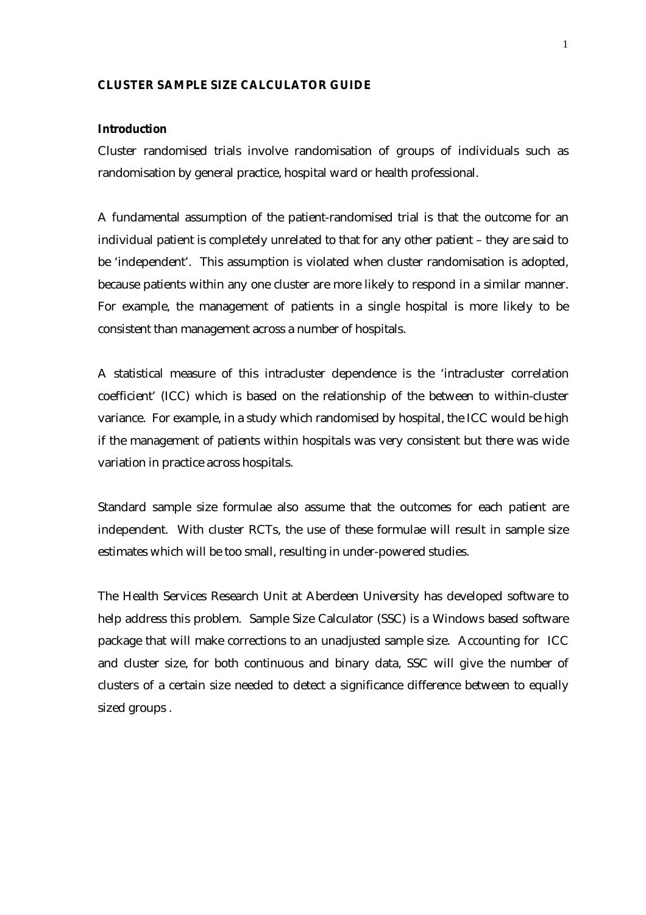**CLUSTER SAMPLE SIZE CALCULATOR GUIDE**

**Introduction**

Cluster randomised trials involve randomisation of groups of individuals such as randomisation by general practice, hospital ward or health professional.

A fundamental assumption of the patient-randomised trial is that the outcome for an individual patient is completely unrelated to that for any other patient – they are said to be 'independent'. This assumption is violated when cluster randomisation is adopted, because patients within any one cluster are more likely to respond in a similar manner. For example, the management of patients in a single hospital is more likely to be consistent than management across a number of hospitals.

A statistical measure of this intracluster dependence is the 'intracluster correlation coefficient' (ICC) which is based on the relationship of the between to within-cluster variance. For example, in a study which randomised by hospital, the ICC would be high if the management of patients within hospitals was very consistent but there was wide variation in practice across hospitals.

Standard sample size formulae also assume that the outcomes for each patient are independent. With cluster RCTs, the use of these formulae will result in sample size estimates which will be too small, resulting in under-powered studies.

The Health Services Research Unit at Aberdeen University has developed software to help address this problem. Sample Size Calculator (SSC) is a Windows based software package that will make corrections to an unadjusted sample size. Accounting for ICC and cluster size, for both continuous and binary data, SSC will give the number of clusters of a certain size needed to detect a significance difference between to equally sized groups .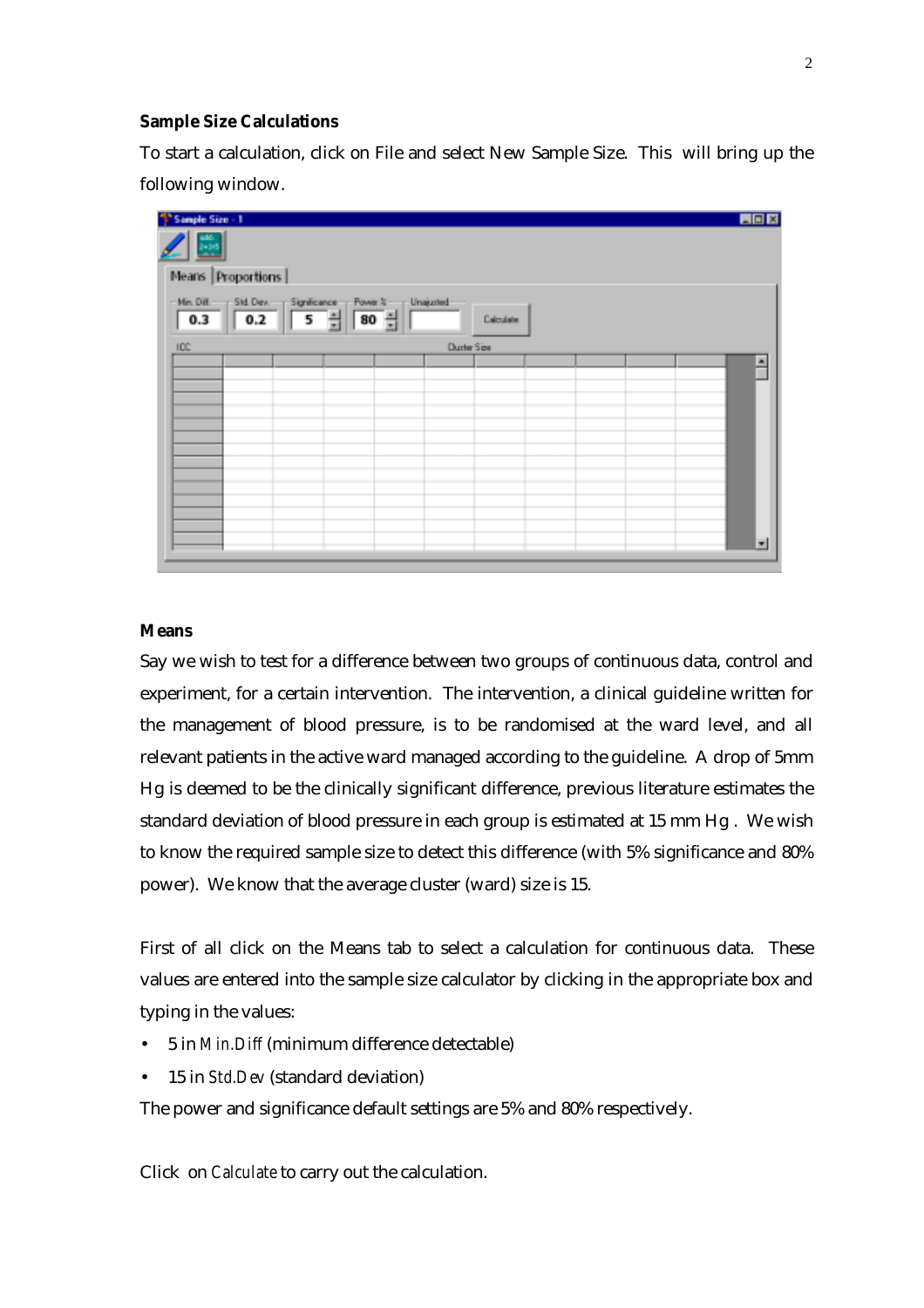**Sample Size Calculations**

To start a calculation, click on File and select New Sample Size. This will bring up the following window.

**Means**

Say we wish to test for a difference between two groups of continuous data, control and experiment, for a certain intervention. The intervention, a clinical guideline written for the management of blood pressure, is to be randomised at the ward level, and all relevant patients in the active ward managed according to the guideline. A drop of 5mm Hg is deemed to be the clinically significant difference, previous literature estimates the standard deviation of blood pressure in each group is estimated at 15 mm Hg . We wish to know the required sample size to detect this difference (with 5% significance and 80% power). We know that the average cluster (ward) size is 15.

First of all click on the Means tab to select a calculation for continuous data. These values are entered into the sample size calculator by clicking in the appropriate box and typing in the values:

- 5 in *Min.Diff* (minimum difference detectable)
- 15 in *Std.Dev* (standard deviation)

The power and significance default settings are 5% and 80% respectively.

Click on *Calculate* to carry out the calculation.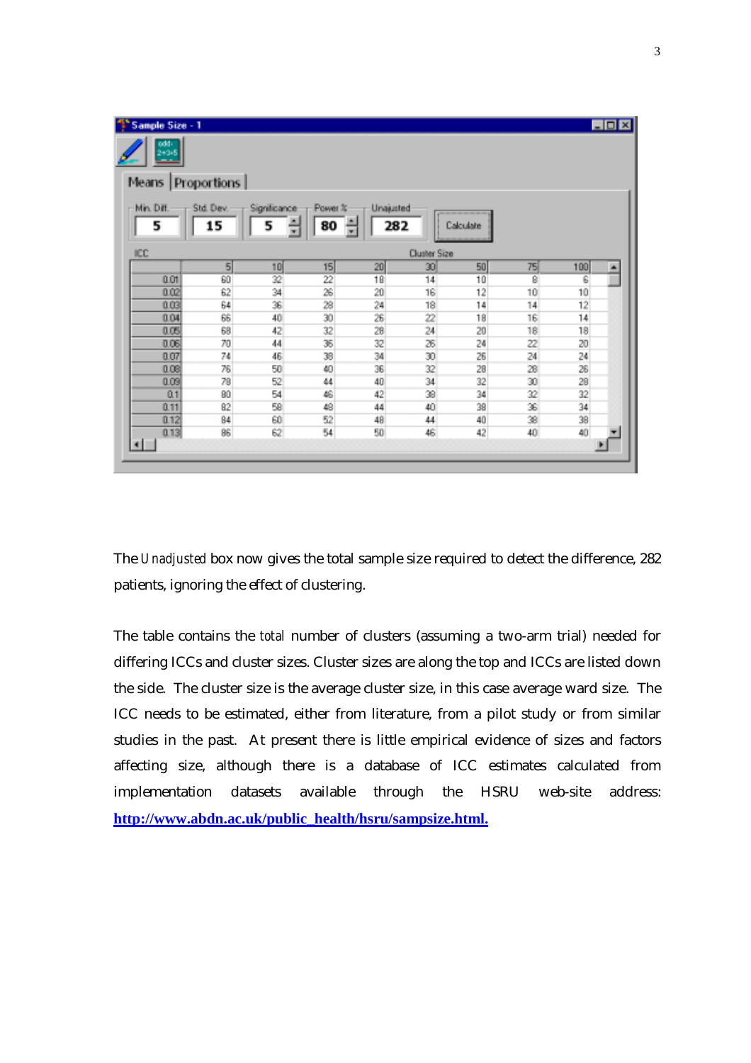| ICC | 5 | 10 | 15 | 20 | 30 | 50 | 75 | 100 |
|---|---|---|---|---|---|---|---|---|
| 0.01 | 60 | 32 | 22 | 18 | 14 | 10 | 8 | 6 |
| 0.02 | 62 | 34 | 26 | 20 | 16 | 12 | 10 | 10 |
| 0.03 | 64 | 36 | 28 | 24 | 18 | 14 | 14 | 12 |
| 0.04 | 66 | 40 | 30 | 26 | 22 | 18 | 16 | 14 |
| 0.05 | 68 | 42 | 32 | 28 | 24 | 20 | 18 | 18 |
| 0.06 | 70 | 44 | 36 | 32 | 26 | 24 | 22 | 20 |
| 0.07 | 74 | 46 | 38 | 34 | 30 | 26 | 24 | 24 |
| 0.08 | 76 | 50 | 40 | 36 | 32 | 28 | 28 | 26 |
| 0.09 | 78 | 52 | 44 | 40 | 34 | 32 | 30 | 28 |
| 0.1 | 80 | 54 | 46 | 42 | 38 | 34 | 32 | 32 |
| 0.11 | 82 | 58 | 48 | 44 | 40 | 38 | 36 | 34 |
| 0.12 | 84 | 60 | 52 | 48 | 44 | 40 | 38 | 38 |
| 0.13 | 86 | 62 | 54 | 50 | 46 | 42 | 40 | 40 |

The *Unadjusted* box now gives the total sample size required to detect the difference, 282 patients, ignoring the effect of clustering.

The table contains the *total* number of clusters (assuming a two-arm trial) needed for differing ICCs and cluster sizes. Cluster sizes are along the top and ICCs are listed down the side. The cluster size is the average cluster size, in this case average ward size. The ICC needs to be estimated, either from literature, from a pilot study or from similar studies in the past. At present there is little empirical evidence of sizes and factors affecting size, although there is a database of ICC estimates calculated from implementation datasets available through the HSRU web-site address: **http://www.abdn.ac.uk/public_health/hsru/sampsize.html.**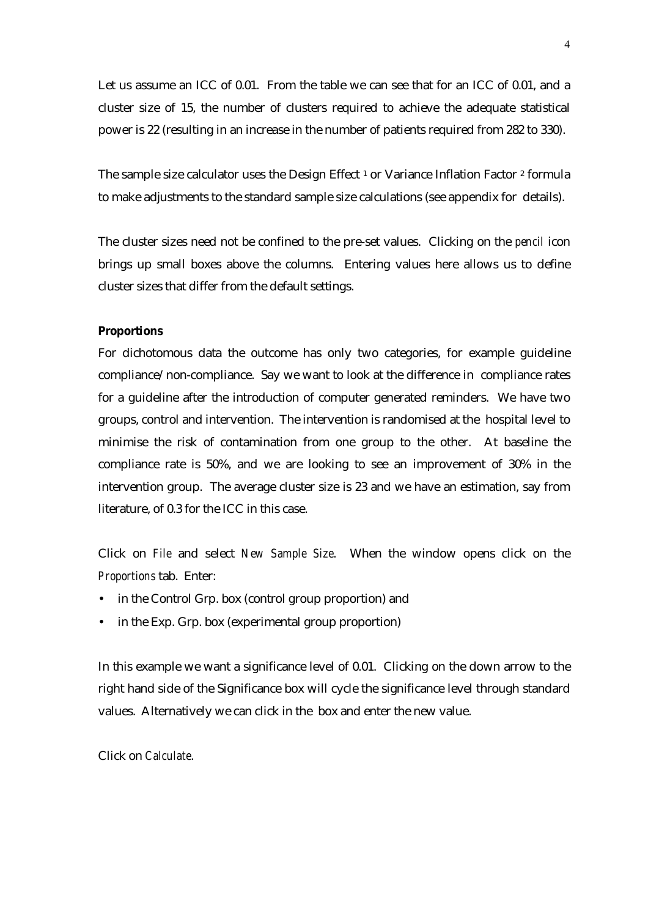Let us assume an ICC of 0.01. From the table we can see that for an ICC of 0.01, and a cluster size of 15, the number of clusters required to achieve the adequate statistical power is 22 (resulting in an increase in the number of patients required from 282 to 330).

The sample size calculator uses the Design Effect [1] or Variance Inflation Factor [2] formula to make adjustments to the standard sample size calculations (see appendix for details).

The cluster sizes need not be confined to the pre-set values. Clicking on the *pencil* icon brings up small boxes above the columns. Entering values here allows us to define cluster sizes that differ from the default settings.

**Proportions**

For dichotomous data the outcome has only two categories, for example guideline compliance/non-compliance. Say we want to look at the difference in compliance rates for a guideline after the introduction of computer generated reminders. We have two groups, control and intervention. The intervention is randomised at the hospital level to minimise the risk of contamination from one group to the other. At baseline the compliance rate is 50%, and we are looking to see an improvement of 30% in the intervention group. The average cluster size is 23 and we have an estimation, say from literature, of 0.3 for the ICC in this case.

Click on *File* and select *New Sample Size*. When the window opens click on the *Proportions* tab. Enter:

- in the Control Grp. box (control group proportion) and
- in the Exp. Grp. box (experimental group proportion)

In this example we want a significance level of 0.01. Clicking on the down arrow to the right hand side of the Significance box will cycle the significance level through standard values. Alternatively we can click in the box and enter the new value.

Click on *Calculate*.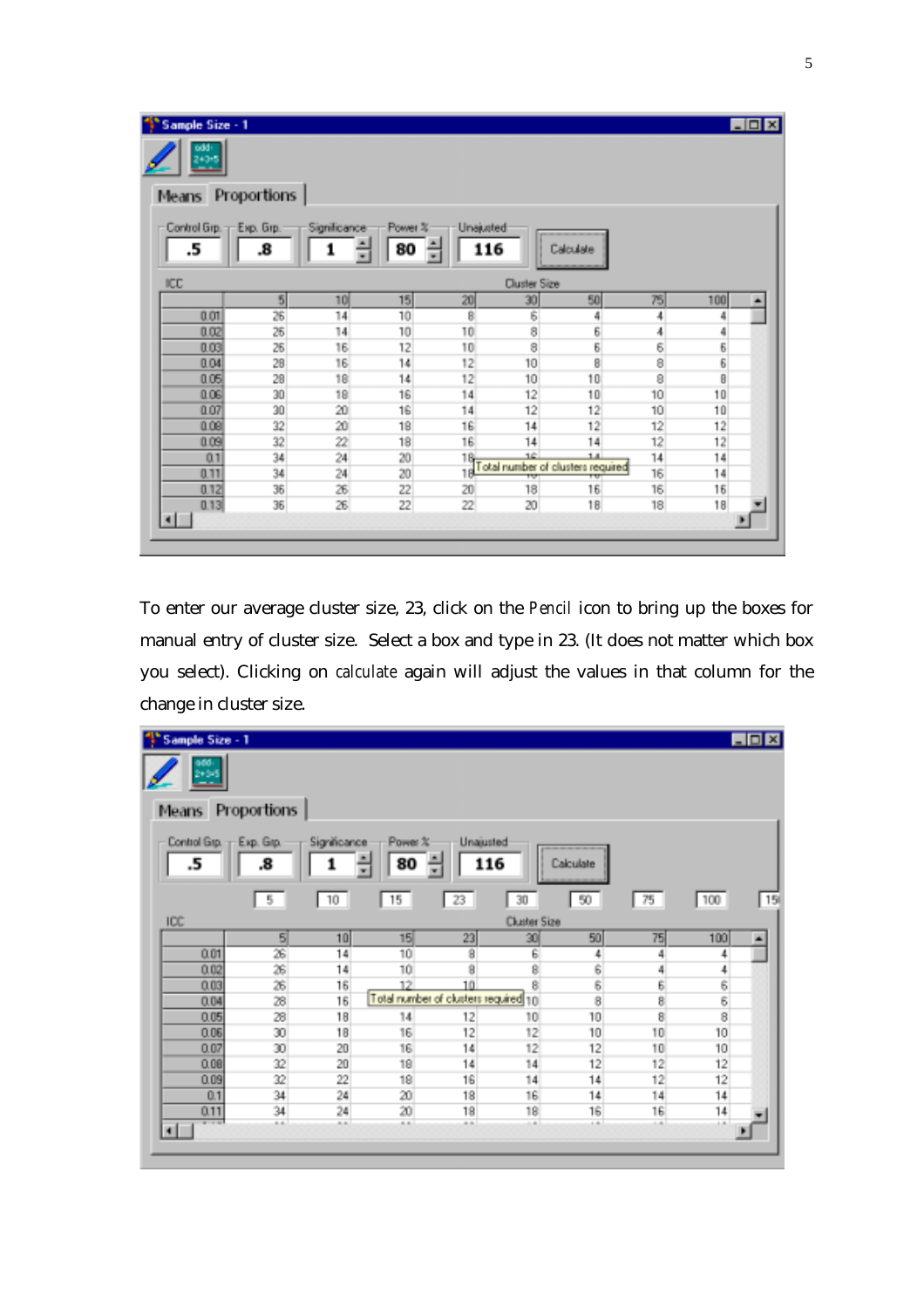| Sample Size - 1 | | | | | | | | |
|---|---|---|---|---|---|---|---|---|
| Means | Proportions | | | | | | | |
| Control Grp. | Exp. Grp. | Significance | Power % | Unadjusted | | | | |
| .5 | .8 | 1 | 80 | 116 | Calculate | | | |

| ICC | 5 | 10 | 15 | 20 | 30 | 50 | 75 | 100 |
|---|---|---|---|---|---|---|---|---|
| 0.01 | 26 | 14 | 10 | 8 | 6 | 4 | 4 | 4 |
| 0.02 | 26 | 14 | 10 | 10 | 8 | 6 | 4 | 4 |
| 0.03 | 26 | 16 | 12 | 10 | 8 | 6 | 6 | 6 |
| 0.04 | 28 | 16 | 14 | 12 | 10 | 8 | 8 | 6 |
| 0.05 | 28 | 18 | 14 | 12 | 10 | 10 | 8 | 8 |
| 0.06 | 30 | 18 | 16 | 14 | 12 | 10 | 10 | 10 |
| 0.07 | 30 | 20 | 16 | 14 | 12 | 12 | 10 | 10 |
| 0.08 | 32 | 20 | 18 | 16 | 14 | 12 | 12 | 12 |
| 0.09 | 32 | 22 | 18 | 16 | 14 | 14 | 12 | 12 |
| 0.1 | 34 | 24 | 20 | 18 | | | 14 | 14 |
| 0.11 | 34 | 24 | 20 | 18 | | | 16 | 14 |
| 0.12 | 36 | 26 | 22 | 20 | 18 | 16 | 16 | 16 |
| 0.13 | 36 | 26 | 22 | 22 | 20 | 18 | 18 | 18 |

Total number of clusters required

To enter our average cluster size, 23, click on the Pencil icon to bring up the boxes for manual entry of cluster size. Select a box and type in 23. (It does not matter which box you select). Clicking on calculate again will adjust the values in that column for the change in cluster size.

| Sample Size - 1 | | | | | | | | |
|---|---|---|---|---|---|---|---|---|
| Means | Proportions | | | | | | | |
| Control Grp. | Exp. Grp. | Significance | Power % | Unadjusted | | | | |
| .5 | .8 | 1 | 80 | 116 | Calculate | | | |

Manual entry boxes: 5, 10, 15, 23, 30, 50, 75, 100, 15

| ICC | 5 | 10 | 15 | 23 | 30 | 50 | 75 | 100 |
|---|---|---|---|---|---|---|---|---|
| 0.01 | 26 | 14 | 10 | 8 | 6 | 4 | 4 | 4 |
| 0.02 | 26 | 14 | 10 | 8 | 8 | 6 | 4 | 4 |
| 0.03 | 26 | 16 | 12 | 10 | 8 | 6 | 6 | 6 |
| 0.04 | 28 | 16 | | | 10 | 8 | 8 | 6 |
| 0.05 | 28 | 18 | 14 | 12 | 10 | 10 | 8 | 8 |
| 0.06 | 30 | 18 | 16 | 12 | 12 | 10 | 10 | 10 |
| 0.07 | 30 | 20 | 16 | 14 | 12 | 12 | 10 | 10 |
| 0.08 | 32 | 20 | 18 | 14 | 14 | 12 | 12 | 12 |
| 0.09 | 32 | 22 | 18 | 16 | 14 | 14 | 12 | 12 |
| 0.1 | 34 | 24 | 20 | 18 | 16 | 14 | 14 | 14 |
| 0.11 | 34 | 24 | 20 | 18 | 18 | 16 | 16 | 14 |

Total number of clusters required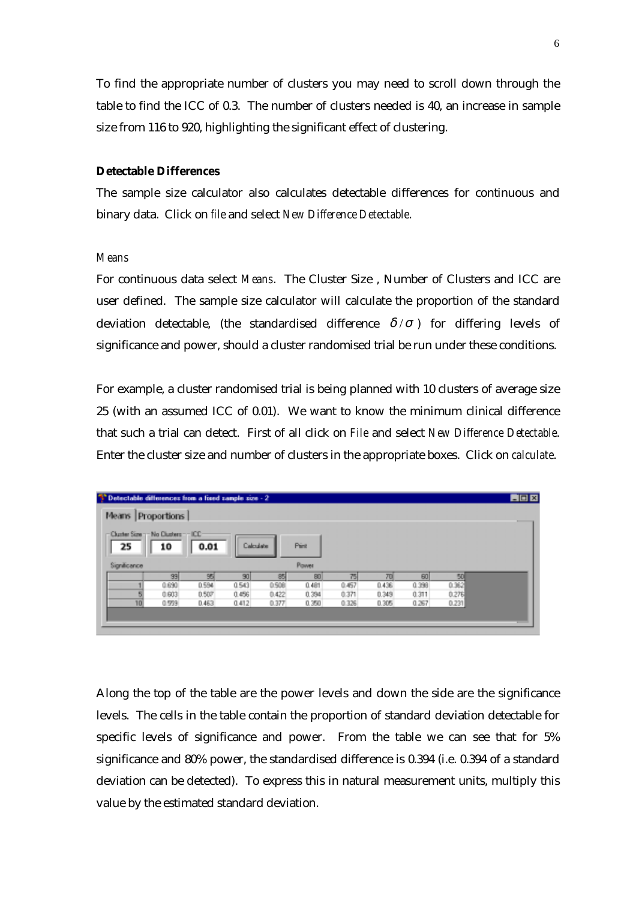To find the appropriate number of clusters you may need to scroll down through the table to find the ICC of 0.3. The number of clusters needed is 40, an increase in sample size from 116 to 920, highlighting the significant effect of clustering.

**Detectable Differences**

The sample size calculator also calculates detectable differences for continuous and binary data. Click on *file* and select *New Difference Detectable*.

*Means*

For continuous data select *Means*. The Cluster Size , Number of Clusters and ICC are user defined. The sample size calculator will calculate the proportion of the standard deviation detectable, (the standardised difference $\delta/\sigma$ ) for differing levels of significance and power, should a cluster randomised trial be run under these conditions.

For example, a cluster randomised trial is being planned with 10 clusters of average size 25 (with an assumed ICC of 0.01). We want to know the minimum clinical difference that such a trial can detect. First of all click on *File* and select *New Difference Detectable*. Enter the cluster size and number of clusters in the appropriate boxes. Click on *calculate*.

Detectable differences from a fixed sample size - 2

Means | Proportions

Cluster Size: 25 | No Clusters: 10 | ICC: 0.01 | Calculate | Print

| Significance \ Power | 99 | 95 | 90 | 85 | 80 | 75 | 70 | 60 | 50 |
|---|---|---|---|---|---|---|---|---|---|
| 1 | 0.690 | 0.594 | 0.543 | 0.508 | 0.481 | 0.457 | 0.436 | 0.398 | 0.362 |
| 5 | 0.603 | 0.507 | 0.456 | 0.422 | 0.394 | 0.371 | 0.349 | 0.311 | 0.276 |
| 10 | 0.559 | 0.463 | 0.412 | 0.377 | 0.350 | 0.326 | 0.305 | 0.267 | 0.231 |

Along the top of the table are the power levels and down the side are the significance levels. The cells in the table contain the proportion of standard deviation detectable for specific levels of significance and power. From the table we can see that for 5% significance and 80% power, the standardised difference is 0.394 (i.e. 0.394 of a standard deviation can be detected). To express this in natural measurement units, multiply this value by the estimated standard deviation.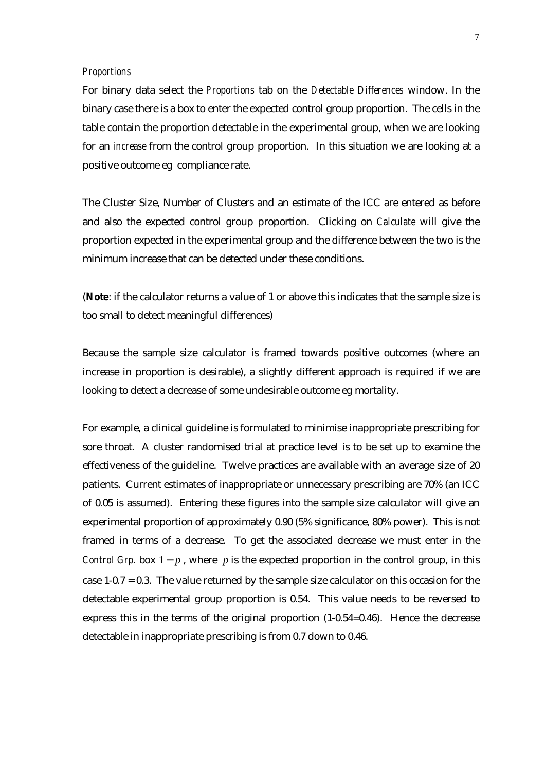*Proportions*

For binary data select the *Proportions* tab on the *Detectable Differences* window. In the binary case there is a box to enter the expected control group proportion. The cells in the table contain the proportion detectable in the experimental group, when we are looking for an *increase* from the control group proportion. In this situation we are looking at a positive outcome eg compliance rate.

The Cluster Size, Number of Clusters and an estimate of the ICC are entered as before and also the expected control group proportion. Clicking on *Calculate* will give the proportion expected in the experimental group and the difference between the two is the minimum increase that can be detected under these conditions.

(**Note**: if the calculator returns a value of 1 or above this indicates that the sample size is too small to detect meaningful differences)

Because the sample size calculator is framed towards positive outcomes (where an increase in proportion is desirable), a slightly different approach is required if we are looking to detect a decrease of some undesirable outcome eg mortality.

For example, a clinical guideline is formulated to minimise inappropriate prescribing for sore throat. A cluster randomised trial at practice level is to be set up to examine the effectiveness of the guideline. Twelve practices are available with an average size of 20 patients. Current estimates of inappropriate or unnecessary prescribing are 70% (an ICC of 0.05 is assumed). Entering these figures into the sample size calculator will give an experimental proportion of approximately 0.90 (5% significance, 80% power). This is not framed in terms of a decrease. To get the associated decrease we must enter in the *Control Grp.* box $1-p$, where $p$ is the expected proportion in the control group, in this case 1-0.7 = 0.3. The value returned by the sample size calculator on this occasion for the detectable experimental group proportion is 0.54. This value needs to be reversed to express this in the terms of the original proportion (1-0.54=0.46). Hence the decrease detectable in inappropriate prescribing is from 0.7 down to 0.46.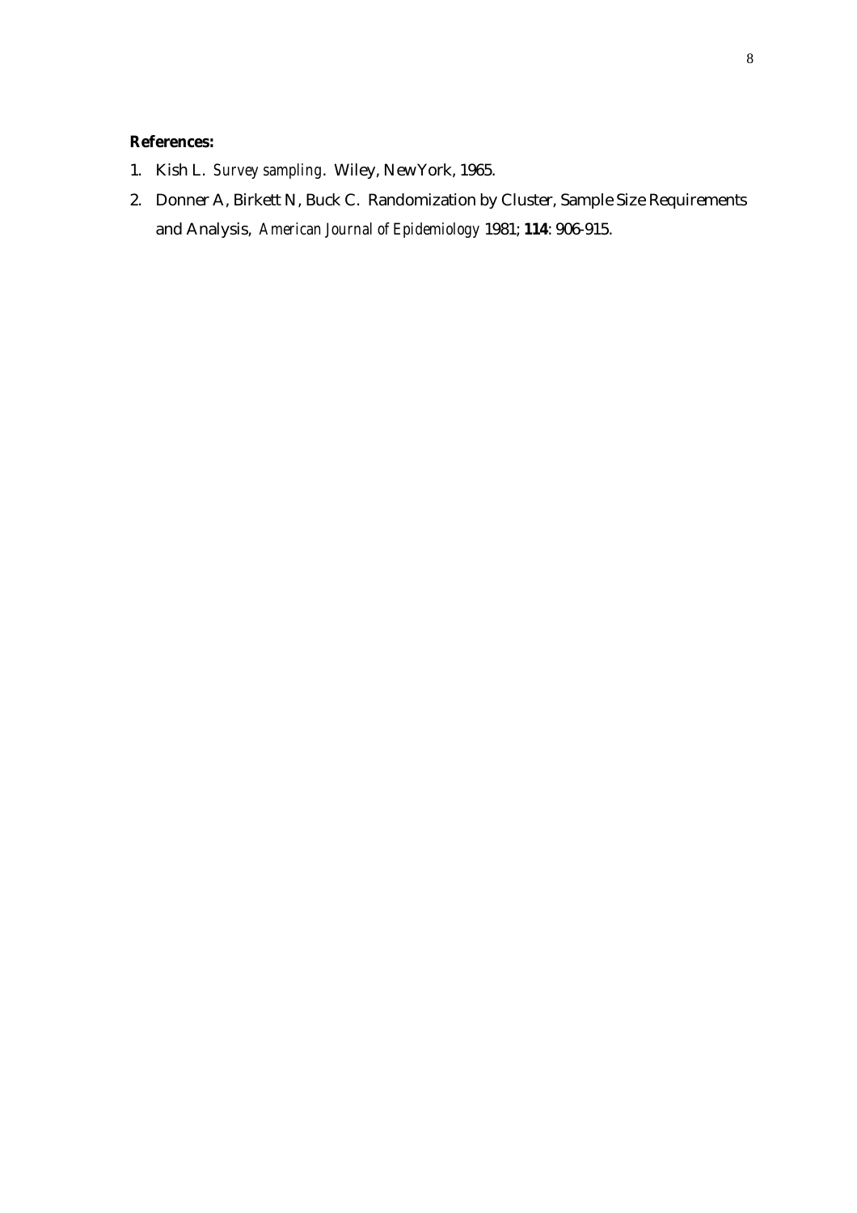**References:**

1. Kish L. *Survey sampling*. Wiley, New York, 1965.
2. Donner A, Birkett N, Buck C. Randomization by Cluster, Sample Size Requirements and Analysis, *American Journal of Epidemiology* 1981; **114**: 906-915.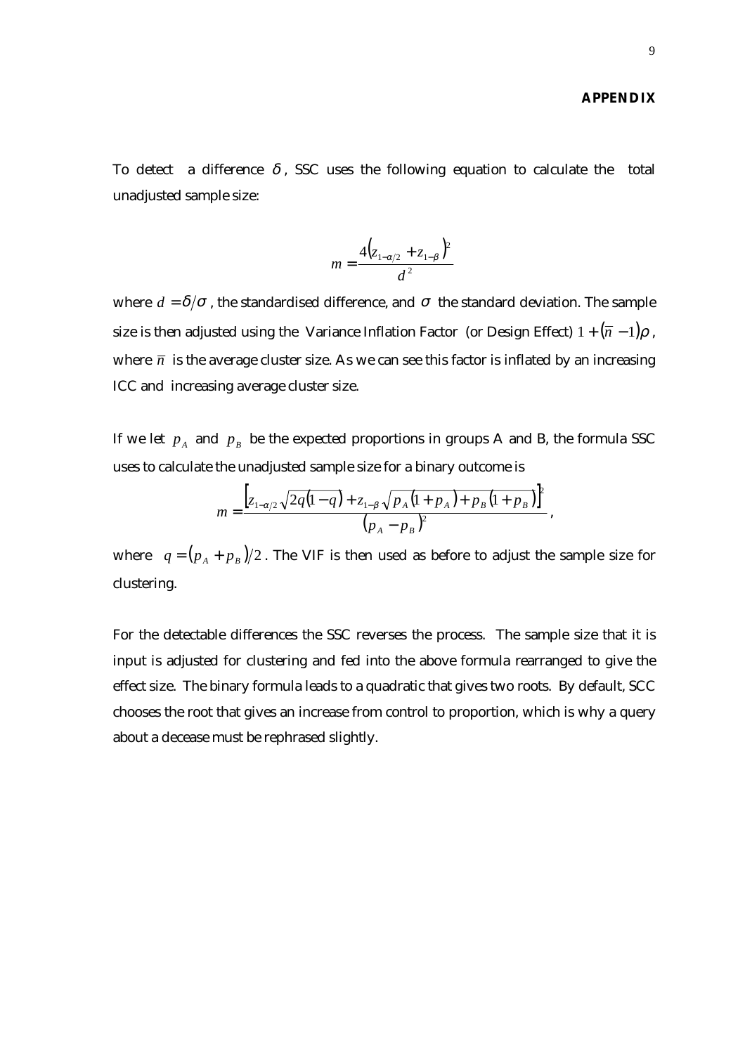## APPENDIX

To detect a difference $\delta$, SSC uses the following equation to calculate the total unadjusted sample size:

$$m = \frac{4\left(z_{1-\alpha/2} + z_{1-\beta}\right)^2}{d^2}$$

where $d = \delta/\sigma$, the standardised difference, and $\sigma$ the standard deviation. The sample size is then adjusted using the Variance Inflation Factor (or Design Effect) $1 + (\bar{n} - 1)\rho$, where $\bar{n}$ is the average cluster size. As we can see this factor is inflated by an increasing ICC and increasing average cluster size.

If we let $p_A$ and $p_B$ be the expected proportions in groups A and B, the formula SSC uses to calculate the unadjusted sample size for a binary outcome is

$$m = \frac{\left[z_{1-\alpha/2}\sqrt{2q(1-q)} + z_{1-\beta}\sqrt{p_A(1+p_A) + p_B(1+p_B)}\right]^2}{\left(p_A - p_B\right)^2},$$

where $q = (p_A + p_B)/2$. The VIF is then used as before to adjust the sample size for clustering.

For the detectable differences the SSC reverses the process. The sample size that it is input is adjusted for clustering and fed into the above formula rearranged to give the effect size. The binary formula leads to a quadratic that gives two roots. By default, SCC chooses the root that gives an increase from control to proportion, which is why a query about a decease must be rephrased slightly.